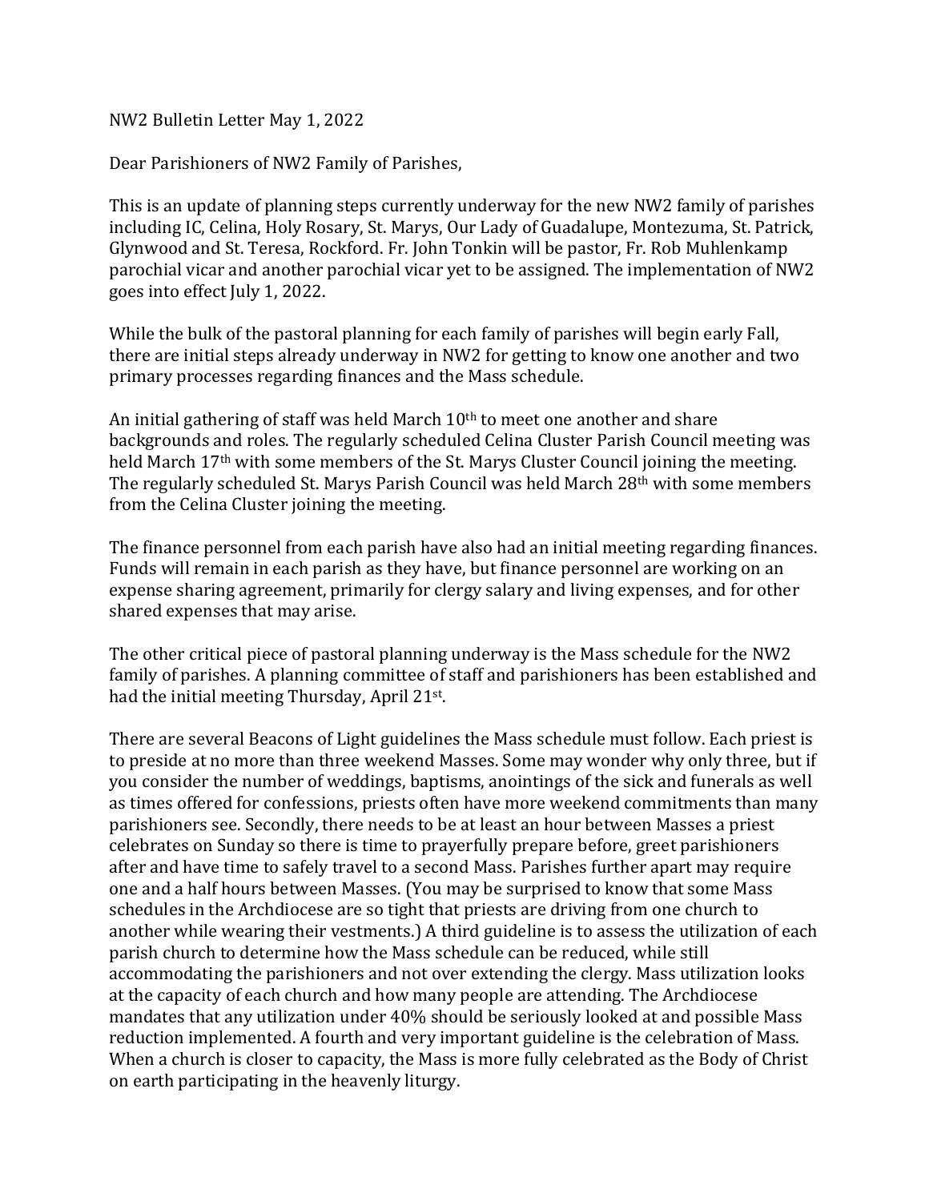NW2 Bulletin Letter May 1, 2022

Dear Parishioners of NW2 Family of Parishes,

This is an update of planning steps currently underway for the new NW2 family of parishes including IC, Celina, Holy Rosary, St. Marys, Our Lady of Guadalupe, Montezuma, St. Patrick, Glynwood and St. Teresa, Rockford. Fr. John Tonkin will be pastor, Fr. Rob Muhlenkamp parochial vicar and another parochial vicar yet to be assigned. The implementation of NW2 goes into effect July 1, 2022.

While the bulk of the pastoral planning for each family of parishes will begin early Fall, there are initial steps already underway in NW2 for getting to know one another and two primary processes regarding finances and the Mass schedule.

An initial gathering of staff was held March 10th to meet one another and share backgrounds and roles. The regularly scheduled Celina Cluster Parish Council meeting was held March 17th with some members of the St. Marys Cluster Council joining the meeting. The regularly scheduled St. Marys Parish Council was held March 28th with some members from the Celina Cluster joining the meeting.

The finance personnel from each parish have also had an initial meeting regarding finances. Funds will remain in each parish as they have, but finance personnel are working on an expense sharing agreement, primarily for clergy salary and living expenses, and for other shared expenses that may arise.

The other critical piece of pastoral planning underway is the Mass schedule for the NW2 family of parishes. A planning committee of staff and parishioners has been established and had the initial meeting Thursday, April 21st.

There are several Beacons of Light guidelines the Mass schedule must follow. Each priest is to preside at no more than three weekend Masses. Some may wonder why only three, but if you consider the number of weddings, baptisms, anointings of the sick and funerals as well as times offered for confessions, priests often have more weekend commitments than many parishioners see. Secondly, there needs to be at least an hour between Masses a priest celebrates on Sunday so there is time to prayerfully prepare before, greet parishioners after and have time to safely travel to a second Mass. Parishes further apart may require one and a half hours between Masses. (You may be surprised to know that some Mass schedules in the Archdiocese are so tight that priests are driving from one church to another while wearing their vestments.) A third guideline is to assess the utilization of each parish church to determine how the Mass schedule can be reduced, while still accommodating the parishioners and not over extending the clergy. Mass utilization looks at the capacity of each church and how many people are attending. The Archdiocese mandates that any utilization under 40% should be seriously looked at and possible Mass reduction implemented. A fourth and very important guideline is the celebration of Mass. When a church is closer to capacity, the Mass is more fully celebrated as the Body of Christ on earth participating in the heavenly liturgy.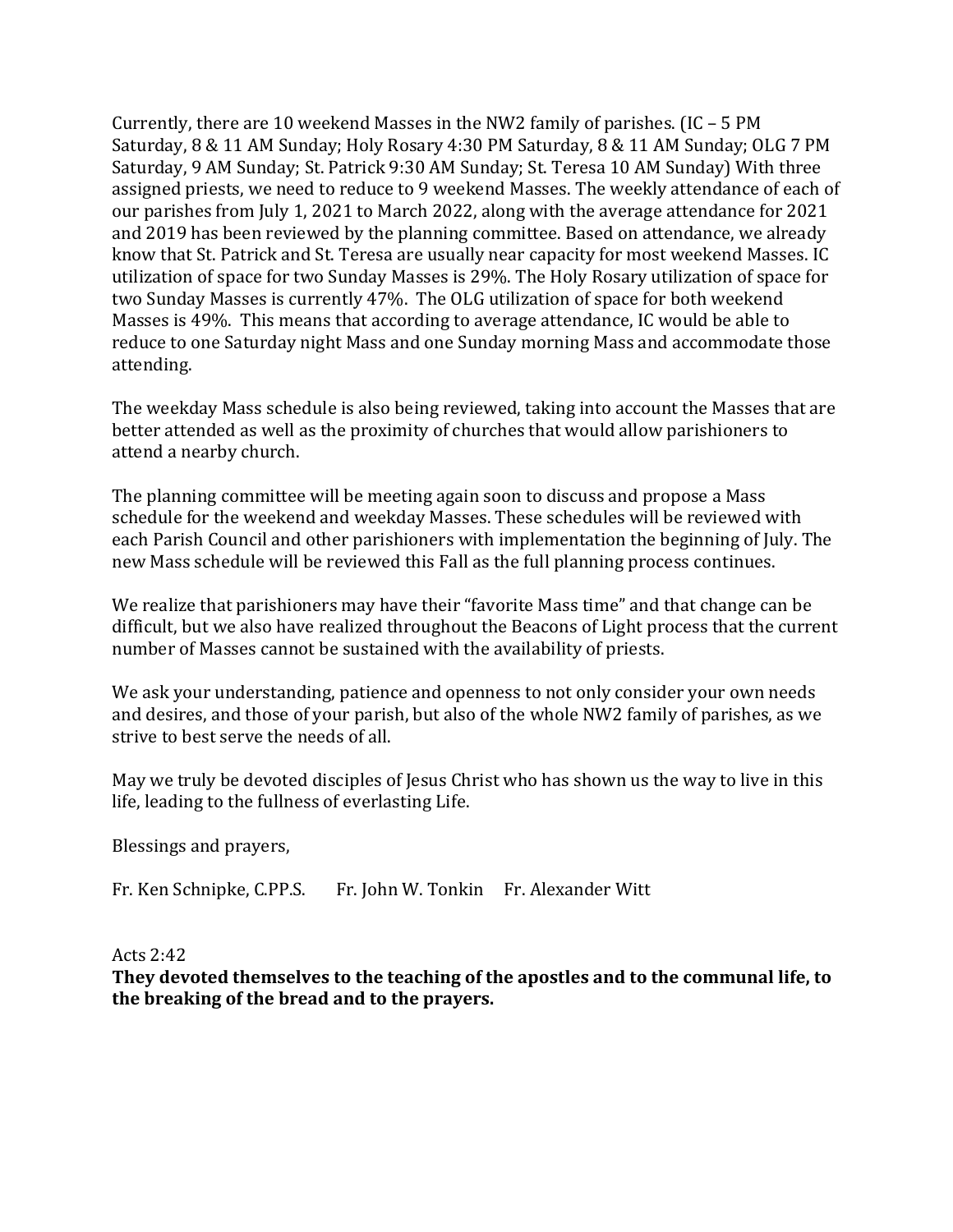Currently, there are 10 weekend Masses in the NW2 family of parishes. (IC – 5 PM Saturday, 8 & 11 AM Sunday; Holy Rosary 4:30 PM Saturday, 8 & 11 AM Sunday; OLG 7 PM Saturday, 9 AM Sunday; St. Patrick 9:30 AM Sunday; St. Teresa 10 AM Sunday) With three assigned priests, we need to reduce to 9 weekend Masses. The weekly attendance of each of our parishes from July 1, 2021 to March 2022, along with the average attendance for 2021 and 2019 has been reviewed by the planning committee. Based on attendance, we already know that St. Patrick and St. Teresa are usually near capacity for most weekend Masses. IC utilization of space for two Sunday Masses is 29%. The Holy Rosary utilization of space for two Sunday Masses is currently 47%. The OLG utilization of space for both weekend Masses is 49%. This means that according to average attendance, IC would be able to reduce to one Saturday night Mass and one Sunday morning Mass and accommodate those attending.

The weekday Mass schedule is also being reviewed, taking into account the Masses that are better attended as well as the proximity of churches that would allow parishioners to attend a nearby church.

The planning committee will be meeting again soon to discuss and propose a Mass schedule for the weekend and weekday Masses. These schedules will be reviewed with each Parish Council and other parishioners with implementation the beginning of July. The new Mass schedule will be reviewed this Fall as the full planning process continues.

We realize that parishioners may have their "favorite Mass time" and that change can be difficult, but we also have realized throughout the Beacons of Light process that the current number of Masses cannot be sustained with the availability of priests.

We ask your understanding, patience and openness to not only consider your own needs and desires, and those of your parish, but also of the whole NW2 family of parishes, as we strive to best serve the needs of all.

May we truly be devoted disciples of Jesus Christ who has shown us the way to live in this life, leading to the fullness of everlasting Life.

Blessings and prayers,

Fr. Ken Schnipke, C.PP.S. Fr. John W. Tonkin Fr. Alexander Witt

Acts 2:42

**They devoted themselves to the teaching of the apostles and to the communal life, to the breaking of the bread and to the prayers.**